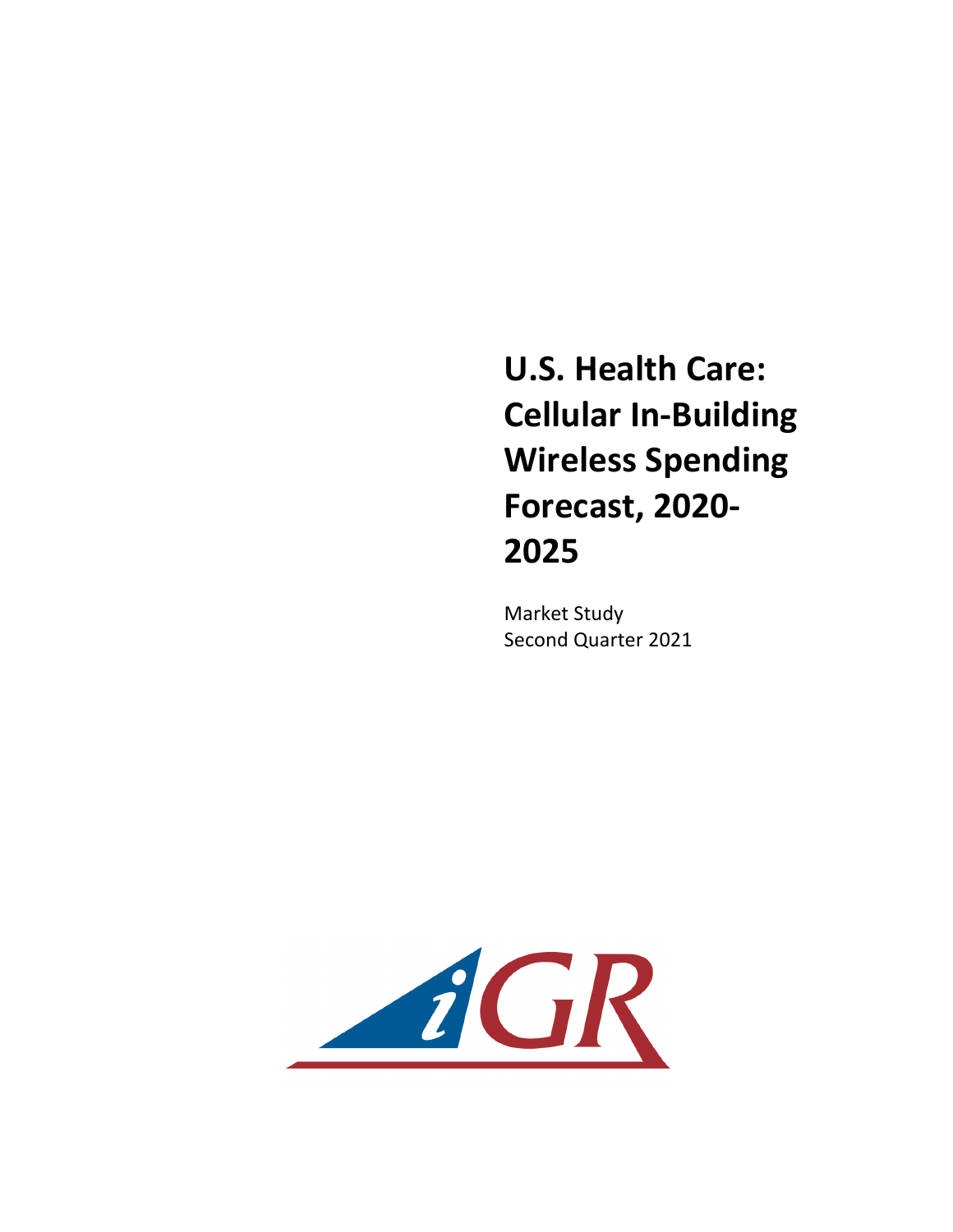# U.S. Health Care: Cellular In-Building Wireless Spending Forecast, 2020-2025

Market Study
Second Quarter 2021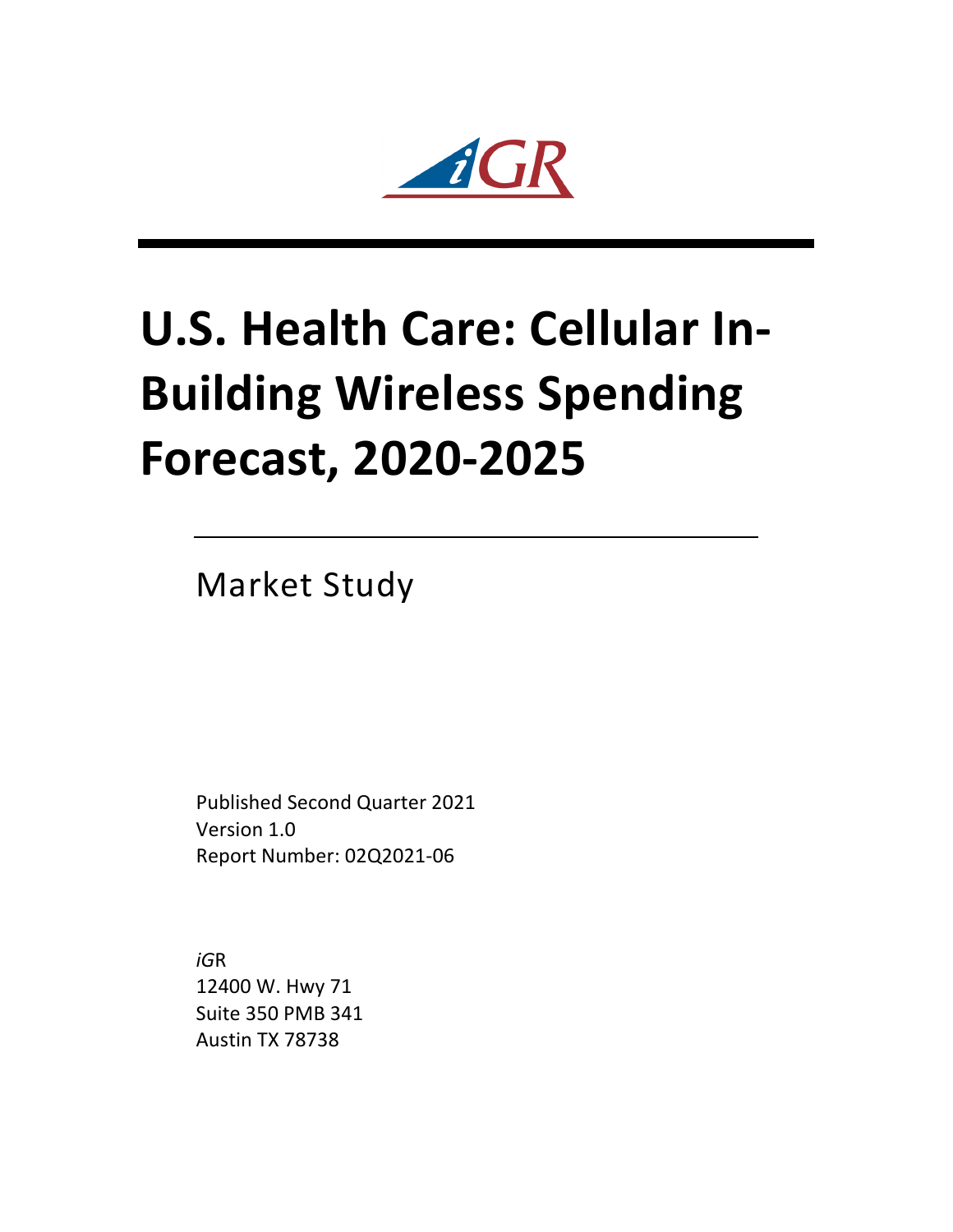iGR

# U.S. Health Care: Cellular In-Building Wireless Spending Forecast, 2020-2025

Market Study

Published Second Quarter 2021
Version 1.0
Report Number: 02Q2021-06

*iG*R
12400 W. Hwy 71
Suite 350 PMB 341
Austin TX 78738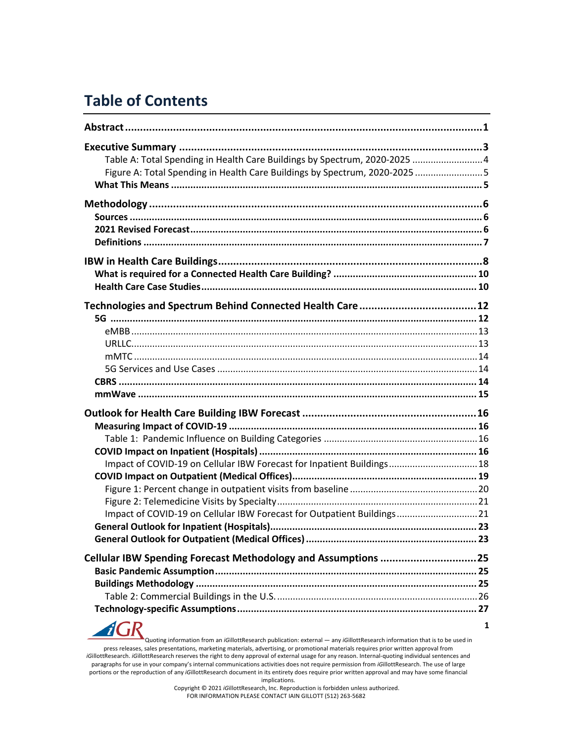# Table of Contents

**Abstract** ........................................................ 1

**Executive Summary** ........................................................ 3
- Table A: Total Spending in Health Care Buildings by Spectrum, 2020-2025 ........................ 4
- Figure A: Total Spending in Health Care Buildings by Spectrum, 2020-2025 ........................ 5

**What This Means** ........................................................ 5

**Methodology** ........................................................ 6

**Sources** ........................................................ 6

**2021 Revised Forecast** ........................................................ 6

**Definitions** ........................................................ 7

**IBW in Health Care Buildings** ........................................................ 8

**What is required for a Connected Health Care Building?** ........................................................ 10

**Health Care Case Studies** ........................................................ 10

**Technologies and Spectrum Behind Connected Health Care** ........................................................ 12

**5G** ........................................................ 12
- eMBB ........................................................ 13
- URLLC ........................................................ 13
- mMTC ........................................................ 14
- 5G Services and Use Cases ........................................................ 14

**CBRS** ........................................................ 14

**mmWave** ........................................................ 15

**Outlook for Health Care Building IBW Forecast** ........................................................ 16

**Measuring Impact of COVID-19** ........................................................ 16
- Table 1: Pandemic Influence on Building Categories ........................................................ 16

**COVID Impact on Inpatient (Hospitals)** ........................................................ 16
- Impact of COVID-19 on Cellular IBW Forecast for Inpatient Buildings ........................................................ 18

**COVID Impact on Outpatient (Medical Offices)** ........................................................ 19
- Figure 1: Percent change in outpatient visits from baseline ........................................................ 20
- Figure 2: Telemedicine Visits by Specialty ........................................................ 21
- Impact of COVID-19 on Cellular IBW Forecast for Outpatient Buildings ........................................................ 21

**General Outlook for Inpatient (Hospitals)** ........................................................ 23

**General Outlook for Outpatient (Medical Offices)** ........................................................ 23

**Cellular IBW Spending Forecast Methodology and Assumptions** ........................................................ 25

**Basic Pandemic Assumption** ........................................................ 25

**Buildings Methodology** ........................................................ 25
- Table 2: Commercial Buildings in the U.S. ........................................................ 26

**Technology-specific Assumptions** ........................................................ 27

Quoting information from an *i*GillottResearch publication: external — any *i*GillottResearch information that is to be used in press releases, sales presentations, marketing materials, advertising, or promotional materials requires prior written approval from *i*GillottResearch. *i*GillottResearch reserves the right to deny approval of external usage for any reason. Internal-quoting individual sentences and paragraphs for use in your company's internal communications activities does not require permission from *i*GillottResearch. The use of large portions or the reproduction of any *i*GillottResearch document in its entirety does require prior written approval and may have some financial implications.

Copyright © 2021 *i*GillottResearch, Inc. Reproduction is forbidden unless authorized.
FOR INFORMATION PLEASE CONTACT IAIN GILLOTT (512) 263-5682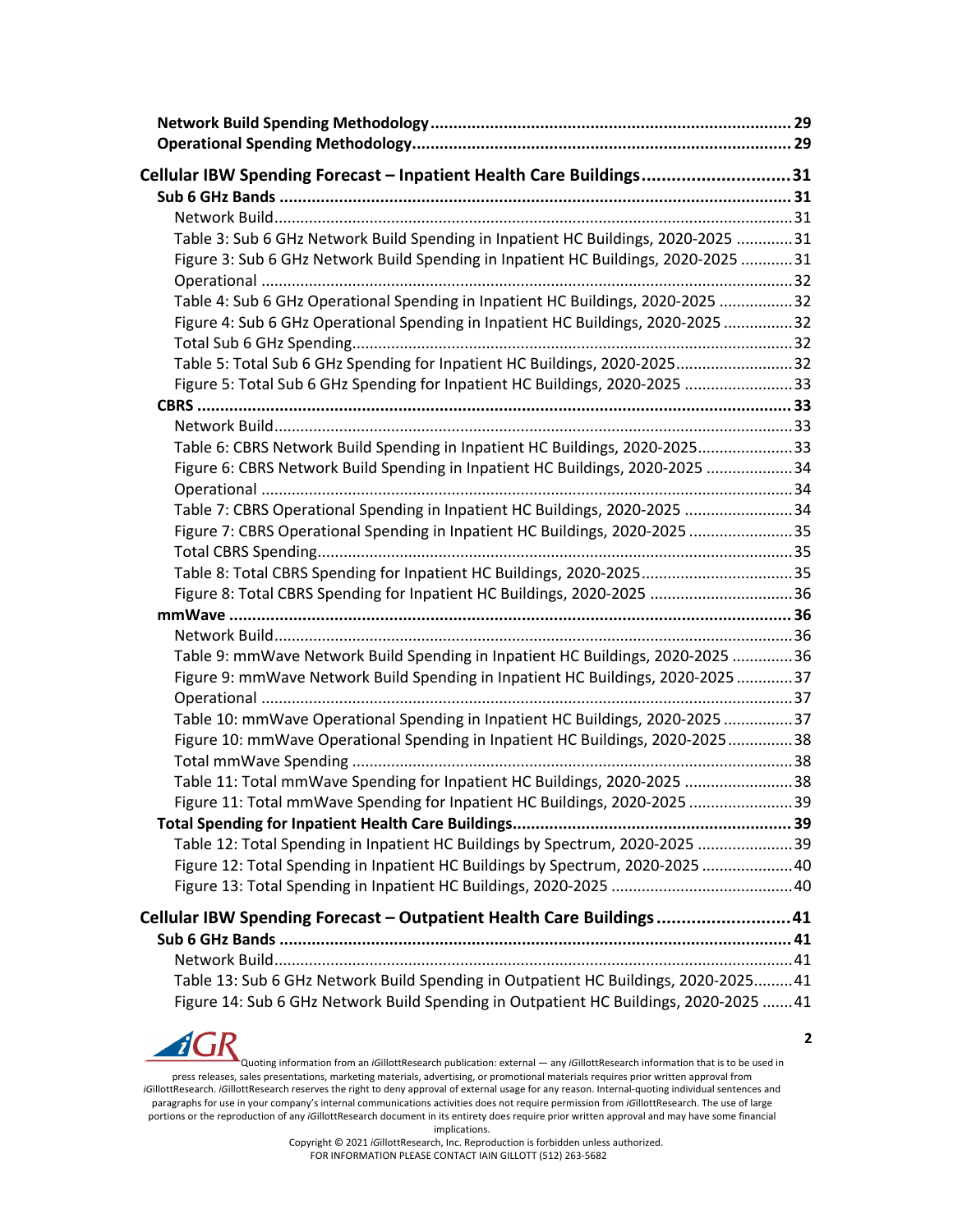**Network Build Spending Methodology** .......... 29
**Operational Spending Methodology** .......... 29

**Cellular IBW Spending Forecast – Inpatient Health Care Buildings** .......... 31
**Sub 6 GHz Bands** .......... 31
Network Build .......... 31
Table 3: Sub 6 GHz Network Build Spending in Inpatient HC Buildings, 2020-2025 .......... 31
Figure 3: Sub 6 GHz Network Build Spending in Inpatient HC Buildings, 2020-2025 .......... 31
Operational .......... 32
Table 4: Sub 6 GHz Operational Spending in Inpatient HC Buildings, 2020-2025 .......... 32
Figure 4: Sub 6 GHz Operational Spending in Inpatient HC Buildings, 2020-2025 .......... 32
Total Sub 6 GHz Spending .......... 32
Table 5: Total Sub 6 GHz Spending for Inpatient HC Buildings, 2020-2025 .......... 32
Figure 5: Total Sub 6 GHz Spending for Inpatient HC Buildings, 2020-2025 .......... 33
**CBRS** .......... 33
Network Build .......... 33
Table 6: CBRS Network Build Spending in Inpatient HC Buildings, 2020-2025 .......... 33
Figure 6: CBRS Network Build Spending in Inpatient HC Buildings, 2020-2025 .......... 34
Operational .......... 34
Table 7: CBRS Operational Spending in Inpatient HC Buildings, 2020-2025 .......... 34
Figure 7: CBRS Operational Spending in Inpatient HC Buildings, 2020-2025 .......... 35
Total CBRS Spending .......... 35
Table 8: Total CBRS Spending for Inpatient HC Buildings, 2020-2025 .......... 35
Figure 8: Total CBRS Spending for Inpatient HC Buildings, 2020-2025 .......... 36
**mmWave** .......... 36
Network Build .......... 36
Table 9: mmWave Network Build Spending in Inpatient HC Buildings, 2020-2025 .......... 36
Figure 9: mmWave Network Build Spending in Inpatient HC Buildings, 2020-2025 .......... 37
Operational .......... 37
Table 10: mmWave Operational Spending in Inpatient HC Buildings, 2020-2025 .......... 37
Figure 10: mmWave Operational Spending in Inpatient HC Buildings, 2020-2025 .......... 38
Total mmWave Spending .......... 38
Table 11: Total mmWave Spending for Inpatient HC Buildings, 2020-2025 .......... 38
Figure 11: Total mmWave Spending for Inpatient HC Buildings, 2020-2025 .......... 39
**Total Spending for Inpatient Health Care Buildings** .......... 39
Table 12: Total Spending in Inpatient HC Buildings by Spectrum, 2020-2025 .......... 39
Figure 12: Total Spending in Inpatient HC Buildings by Spectrum, 2020-2025 .......... 40
Figure 13: Total Spending in Inpatient HC Buildings, 2020-2025 .......... 40

**Cellular IBW Spending Forecast – Outpatient Health Care Buildings** .......... 41
**Sub 6 GHz Bands** .......... 41
Network Build .......... 41
Table 13: Sub 6 GHz Network Build Spending in Outpatient HC Buildings, 2020-2025 .......... 41
Figure 14: Sub 6 GHz Network Build Spending in Outpatient HC Buildings, 2020-2025 .......... 41

Quoting information from an *i*GillottResearch publication: external — any *i*GillottResearch information that is to be used in press releases, sales presentations, marketing materials, advertising, or promotional materials requires prior written approval from *i*GillottResearch. *i*GillottResearch reserves the right to deny approval of external usage for any reason. Internal-quoting individual sentences and paragraphs for use in your company's internal communications activities does not require permission from *i*GillottResearch. The use of large portions or the reproduction of any *i*GillottResearch document in its entirety does require prior written approval and may have some financial implications.
Copyright © 2021 *i*GillottResearch, Inc. Reproduction is forbidden unless authorized.
FOR INFORMATION PLEASE CONTACT IAIN GILLOTT (512) 263-5682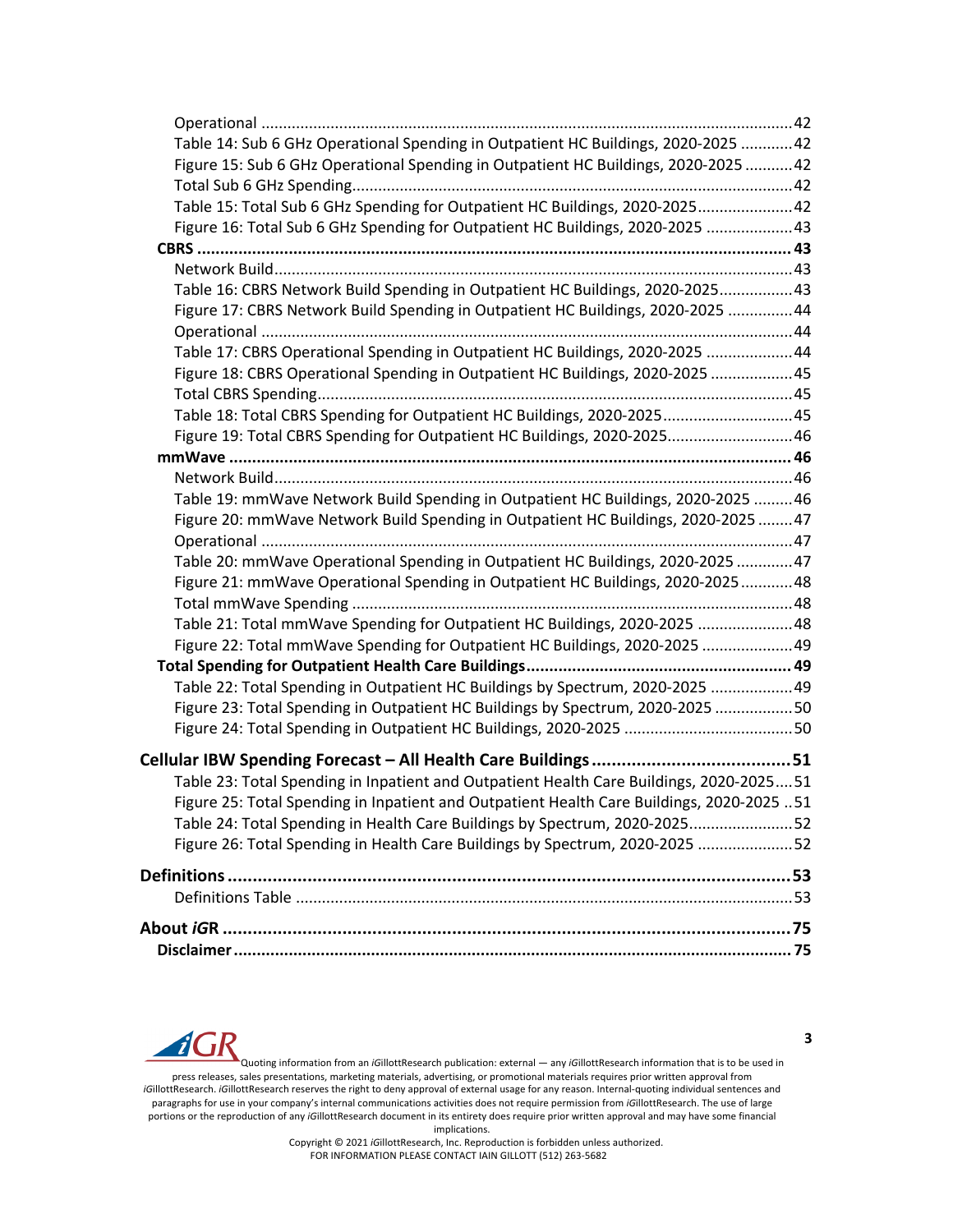Operational ... 42
Table 14: Sub 6 GHz Operational Spending in Outpatient HC Buildings, 2020-2025 ... 42
Figure 15: Sub 6 GHz Operational Spending in Outpatient HC Buildings, 2020-2025 ... 42
Total Sub 6 GHz Spending ... 42
Table 15: Total Sub 6 GHz Spending for Outpatient HC Buildings, 2020-2025 ... 42
Figure 16: Total Sub 6 GHz Spending for Outpatient HC Buildings, 2020-2025 ... 43

**CBRS ... 43**

Network Build ... 43
Table 16: CBRS Network Build Spending in Outpatient HC Buildings, 2020-2025 ... 43
Figure 17: CBRS Network Build Spending in Outpatient HC Buildings, 2020-2025 ... 44
Operational ... 44
Table 17: CBRS Operational Spending in Outpatient HC Buildings, 2020-2025 ... 44
Figure 18: CBRS Operational Spending in Outpatient HC Buildings, 2020-2025 ... 45
Total CBRS Spending ... 45
Table 18: Total CBRS Spending for Outpatient HC Buildings, 2020-2025 ... 45
Figure 19: Total CBRS Spending for Outpatient HC Buildings, 2020-2025 ... 46

**mmWave ... 46**

Network Build ... 46
Table 19: mmWave Network Build Spending in Outpatient HC Buildings, 2020-2025 ... 46
Figure 20: mmWave Network Build Spending in Outpatient HC Buildings, 2020-2025 ... 47
Operational ... 47
Table 20: mmWave Operational Spending in Outpatient HC Buildings, 2020-2025 ... 47
Figure 21: mmWave Operational Spending in Outpatient HC Buildings, 2020-2025 ... 48
Total mmWave Spending ... 48
Table 21: Total mmWave Spending for Outpatient HC Buildings, 2020-2025 ... 48
Figure 22: Total mmWave Spending for Outpatient HC Buildings, 2020-2025 ... 49

**Total Spending for Outpatient Health Care Buildings ... 49**

Table 22: Total Spending in Outpatient HC Buildings by Spectrum, 2020-2025 ... 49
Figure 23: Total Spending in Outpatient HC Buildings by Spectrum, 2020-2025 ... 50
Figure 24: Total Spending in Outpatient HC Buildings, 2020-2025 ... 50

**Cellular IBW Spending Forecast – All Health Care Buildings ... 51**

Table 23: Total Spending in Inpatient and Outpatient Health Care Buildings, 2020-2025 ... 51
Figure 25: Total Spending in Inpatient and Outpatient Health Care Buildings, 2020-2025 ... 51
Table 24: Total Spending in Health Care Buildings by Spectrum, 2020-2025 ... 52
Figure 26: Total Spending in Health Care Buildings by Spectrum, 2020-2025 ... 52

**Definitions ... 53**

Definitions Table ... 53

**About *i*GR ... 75**

**Disclaimer ... 75**

Quoting information from an *i*GillottResearch publication: external — any *i*GillottResearch information that is to be used in press releases, sales presentations, marketing materials, advertising, or promotional materials requires prior written approval from *i*GillottResearch. *i*GillottResearch reserves the right to deny approval of external usage for any reason. Internal-quoting individual sentences and paragraphs for use in your company's internal communications activities does not require permission from *i*GillottResearch. The use of large portions or the reproduction of any *i*GillottResearch document in its entirety does require prior written approval and may have some financial implications.

Copyright © 2021 *i*GillottResearch, Inc. Reproduction is forbidden unless authorized.
FOR INFORMATION PLEASE CONTACT IAIN GILLOTT (512) 263-5682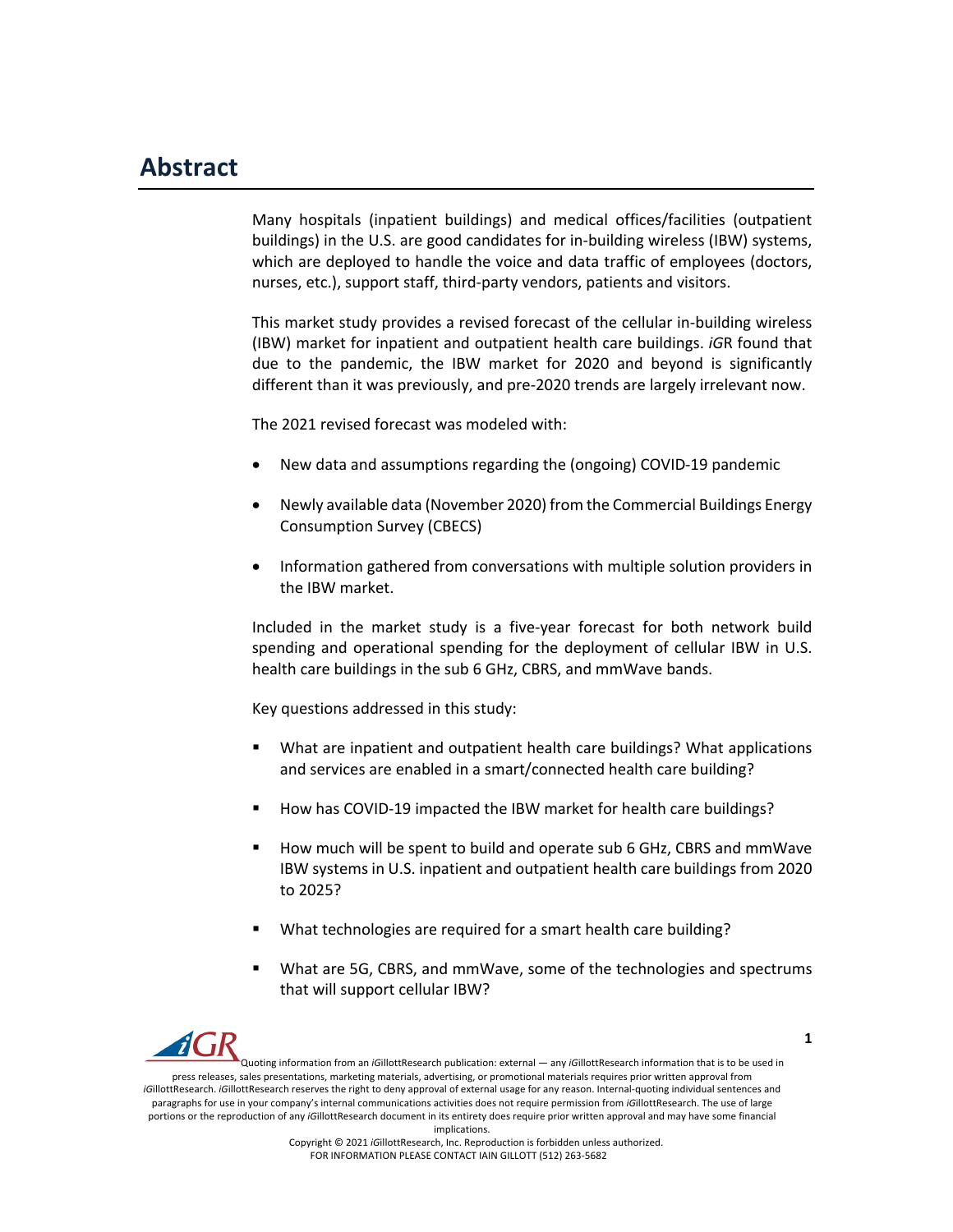# Abstract

Many hospitals (inpatient buildings) and medical offices/facilities (outpatient buildings) in the U.S. are good candidates for in-building wireless (IBW) systems, which are deployed to handle the voice and data traffic of employees (doctors, nurses, etc.), support staff, third-party vendors, patients and visitors.

This market study provides a revised forecast of the cellular in-building wireless (IBW) market for inpatient and outpatient health care buildings. *iG*R found that due to the pandemic, the IBW market for 2020 and beyond is significantly different than it was previously, and pre-2020 trends are largely irrelevant now.

The 2021 revised forecast was modeled with:

- New data and assumptions regarding the (ongoing) COVID-19 pandemic
- Newly available data (November 2020) from the Commercial Buildings Energy Consumption Survey (CBECS)
- Information gathered from conversations with multiple solution providers in the IBW market.

Included in the market study is a five-year forecast for both network build spending and operational spending for the deployment of cellular IBW in U.S. health care buildings in the sub 6 GHz, CBRS, and mmWave bands.

Key questions addressed in this study:

- What are inpatient and outpatient health care buildings? What applications and services are enabled in a smart/connected health care building?
- How has COVID-19 impacted the IBW market for health care buildings?
- How much will be spent to build and operate sub 6 GHz, CBRS and mmWave IBW systems in U.S. inpatient and outpatient health care buildings from 2020 to 2025?
- What technologies are required for a smart health care building?
- What are 5G, CBRS, and mmWave, some of the technologies and spectrums that will support cellular IBW?

Quoting information from an *iG*illottResearch publication: external — any *iG*illottResearch information that is to be used in press releases, sales presentations, marketing materials, advertising, or promotional materials requires prior written approval from *iG*illottResearch. *iG*illottResearch reserves the right to deny approval of external usage for any reason. Internal-quoting individual sentences and paragraphs for use in your company's internal communications activities does not require permission from *iG*illottResearch. The use of large portions or the reproduction of any *iG*illottResearch document in its entirety does require prior written approval and may have some financial implications.

Copyright © 2021 *iG*illottResearch, Inc. Reproduction is forbidden unless authorized.
FOR INFORMATION PLEASE CONTACT IAIN GILLOTT (512) 263-5682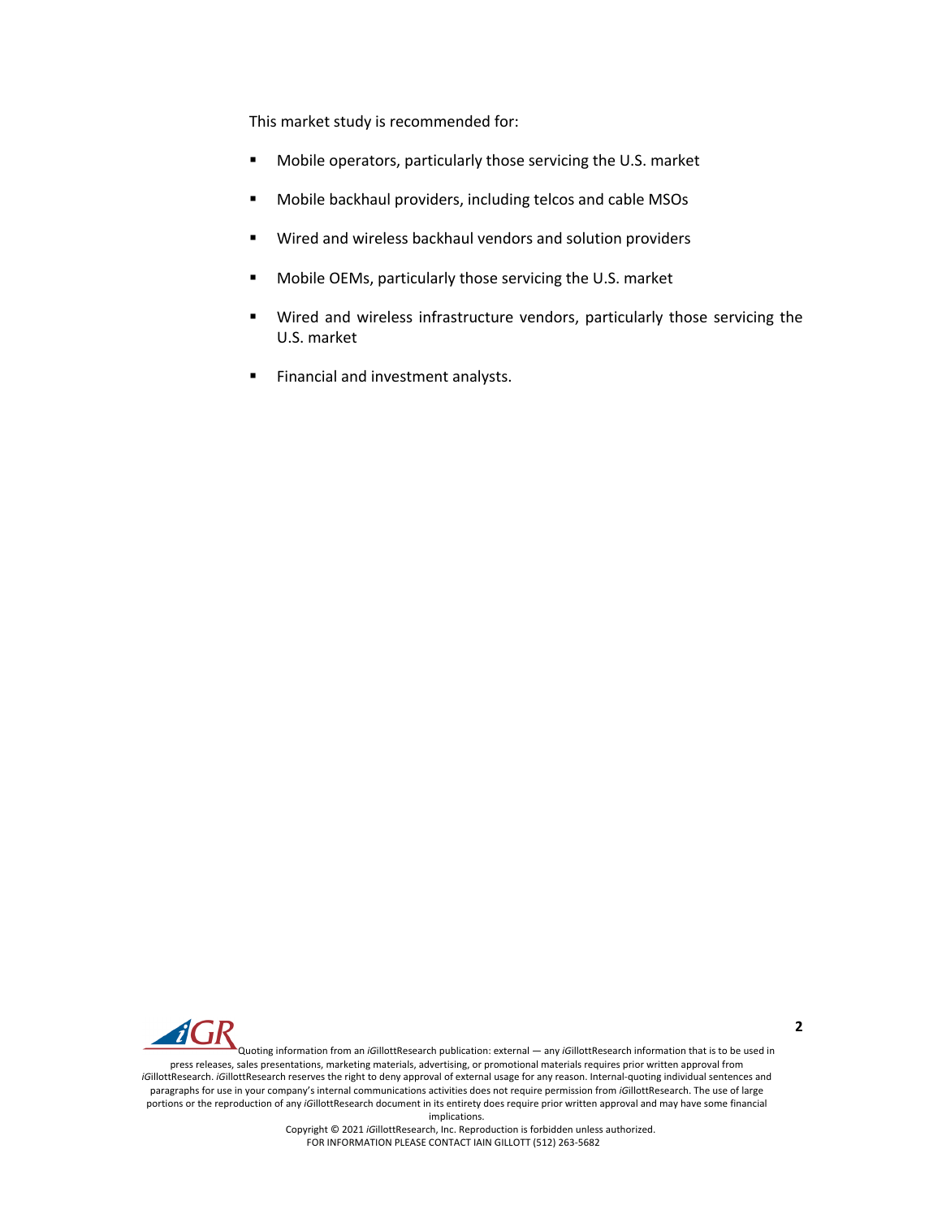This market study is recommended for:

- Mobile operators, particularly those servicing the U.S. market
- Mobile backhaul providers, including telcos and cable MSOs
- Wired and wireless backhaul vendors and solution providers
- Mobile OEMs, particularly those servicing the U.S. market
- Wired and wireless infrastructure vendors, particularly those servicing the U.S. market
- Financial and investment analysts.